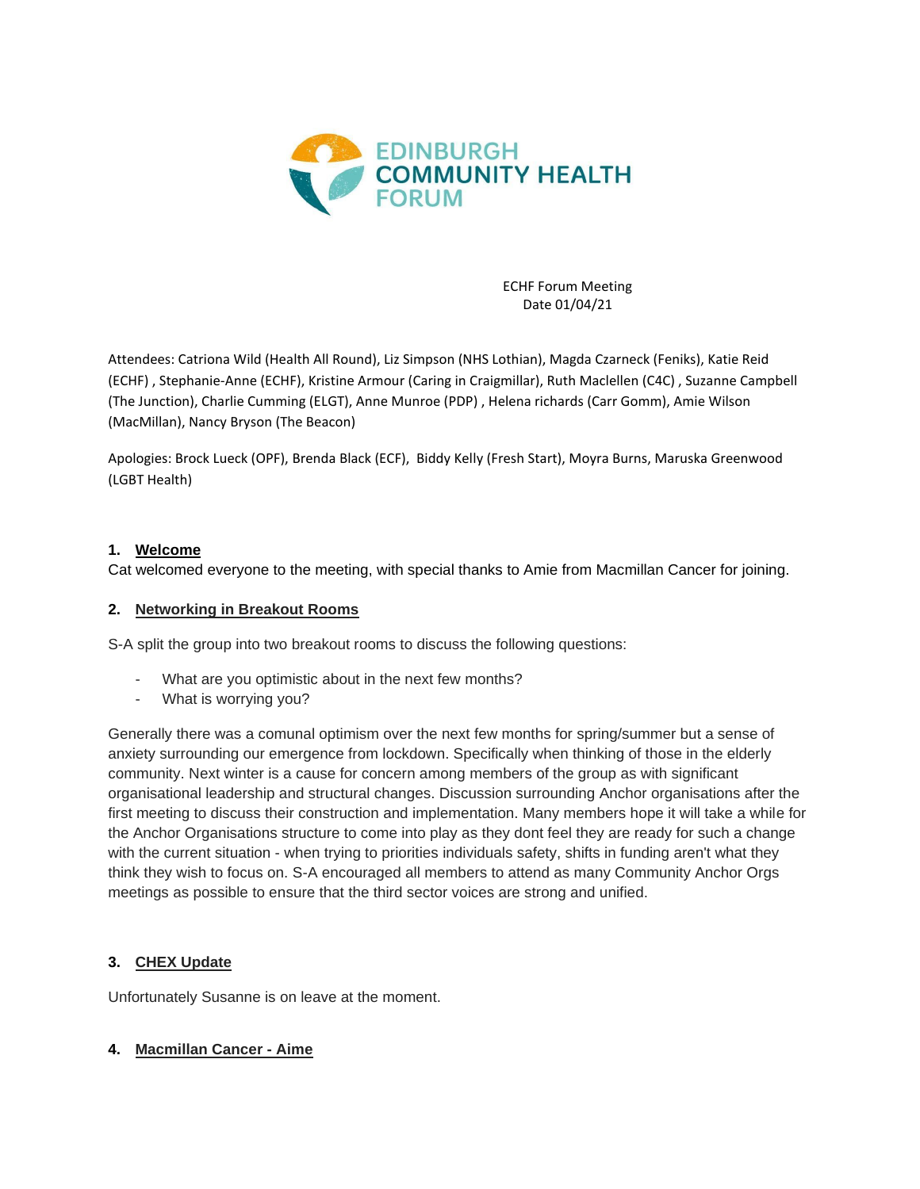EDINBURGH COMMUNITY HEALTH FORUM

ECHF Forum Meeting
Date 01/04/21

Attendees: Catriona Wild (Health All Round), Liz Simpson (NHS Lothian), Magda Czarneck (Feniks), Katie Reid (ECHF) , Stephanie-Anne (ECHF), Kristine Armour (Caring in Craigmillar), Ruth Maclellen (C4C) , Suzanne Campbell (The Junction), Charlie Cumming (ELGT), Anne Munroe (PDP) , Helena richards (Carr Gomm), Amie Wilson (MacMillan), Nancy Bryson (The Beacon)

Apologies: Brock Lueck (OPF), Brenda Black (ECF), Biddy Kelly (Fresh Start), Moyra Burns, Maruska Greenwood (LGBT Health)

## 1. Welcome

Cat welcomed everyone to the meeting, with special thanks to Amie from Macmillan Cancer for joining.

## 2. Networking in Breakout Rooms

S-A split the group into two breakout rooms to discuss the following questions:

- What are you optimistic about in the next few months?
- What is worrying you?

Generally there was a comunal optimism over the next few months for spring/summer but a sense of anxiety surrounding our emergence from lockdown. Specifically when thinking of those in the elderly community. Next winter is a cause for concern among members of the group as with significant organisational leadership and structural changes. Discussion surrounding Anchor organisations after the first meeting to discuss their construction and implementation. Many members hope it will take a while for the Anchor Organisations structure to come into play as they dont feel they are ready for such a change with the current situation - when trying to priorities individuals safety, shifts in funding aren't what they think they wish to focus on. S-A encouraged all members to attend as many Community Anchor Orgs meetings as possible to ensure that the third sector voices are strong and unified.

## 3. CHEX Update

Unfortunately Susanne is on leave at the moment.

## 4. Macmillan Cancer - Aime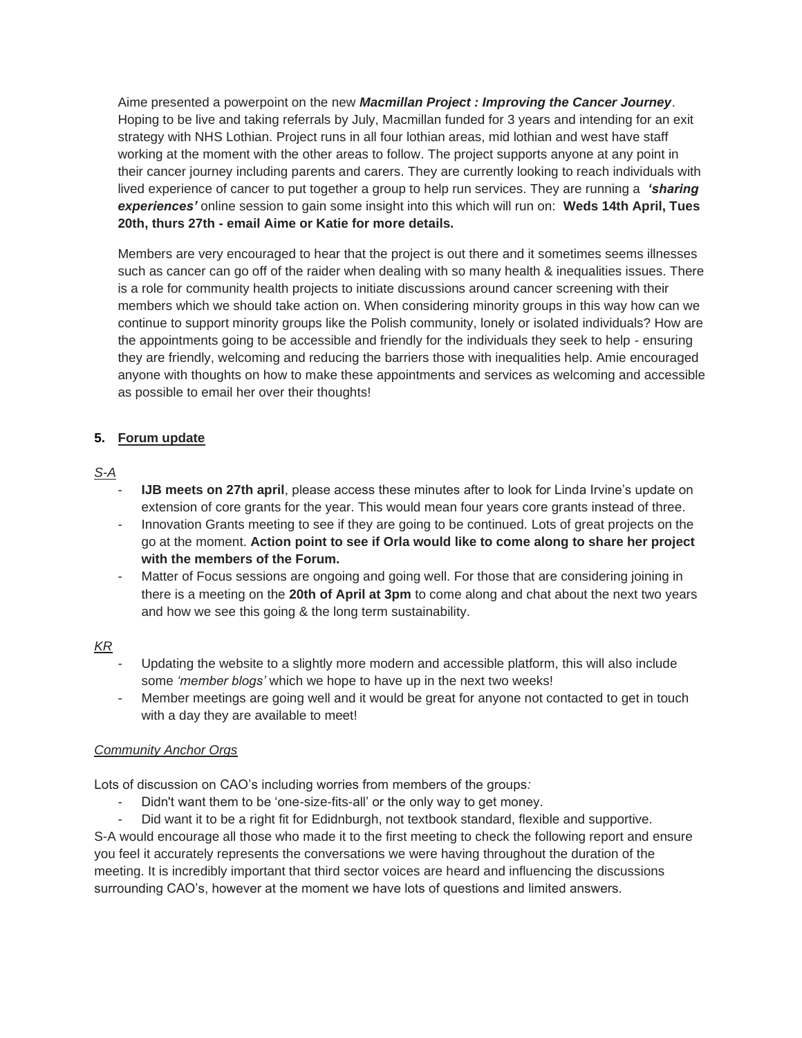Aime presented a powerpoint on the new ***Macmillan Project : Improving the Cancer Journey***. Hoping to be live and taking referrals by July, Macmillan funded for 3 years and intending for an exit strategy with NHS Lothian. Project runs in all four lothian areas, mid lothian and west have staff working at the moment with the other areas to follow. The project supports anyone at any point in their cancer journey including parents and carers. They are currently looking to reach individuals with lived experience of cancer to put together a group to help run services. They are running a ***'sharing experiences'*** online session to gain some insight into this which will run on: **Weds 14th April, Tues 20th, thurs 27th - email Aime or Katie for more details.**

Members are very encouraged to hear that the project is out there and it sometimes seems illnesses such as cancer can go off of the raider when dealing with so many health & inequalities issues. There is a role for community health projects to initiate discussions around cancer screening with their members which we should take action on. When considering minority groups in this way how can we continue to support minority groups like the Polish community, lonely or isolated individuals? How are the appointments going to be accessible and friendly for the individuals they seek to help - ensuring they are friendly, welcoming and reducing the barriers those with inequalities help. Amie encouraged anyone with thoughts on how to make these appointments and services as welcoming and accessible as possible to email her over their thoughts!

## 5. Forum update

*S-A*

- **IJB meets on 27th april**, please access these minutes after to look for Linda Irvine's update on extension of core grants for the year. This would mean four years core grants instead of three.
- Innovation Grants meeting to see if they are going to be continued. Lots of great projects on the go at the moment. **Action point to see if Orla would like to come along to share her project with the members of the Forum.**
- Matter of Focus sessions are ongoing and going well. For those that are considering joining in there is a meeting on the **20th of April at 3pm** to come along and chat about the next two years and how we see this going & the long term sustainability.

*KR*

- Updating the website to a slightly more modern and accessible platform, this will also include some *'member blogs'* which we hope to have up in the next two weeks!
- Member meetings are going well and it would be great for anyone not contacted to get in touch with a day they are available to meet!

*Community Anchor Orgs*

Lots of discussion on CAO's including worries from members of the groups:

- Didn't want them to be 'one-size-fits-all' or the only way to get money.
- Did want it to be a right fit for Edidnburgh, not textbook standard, flexible and supportive.

S-A would encourage all those who made it to the first meeting to check the following report and ensure you feel it accurately represents the conversations we were having throughout the duration of the meeting. It is incredibly important that third sector voices are heard and influencing the discussions surrounding CAO's, however at the moment we have lots of questions and limited answers.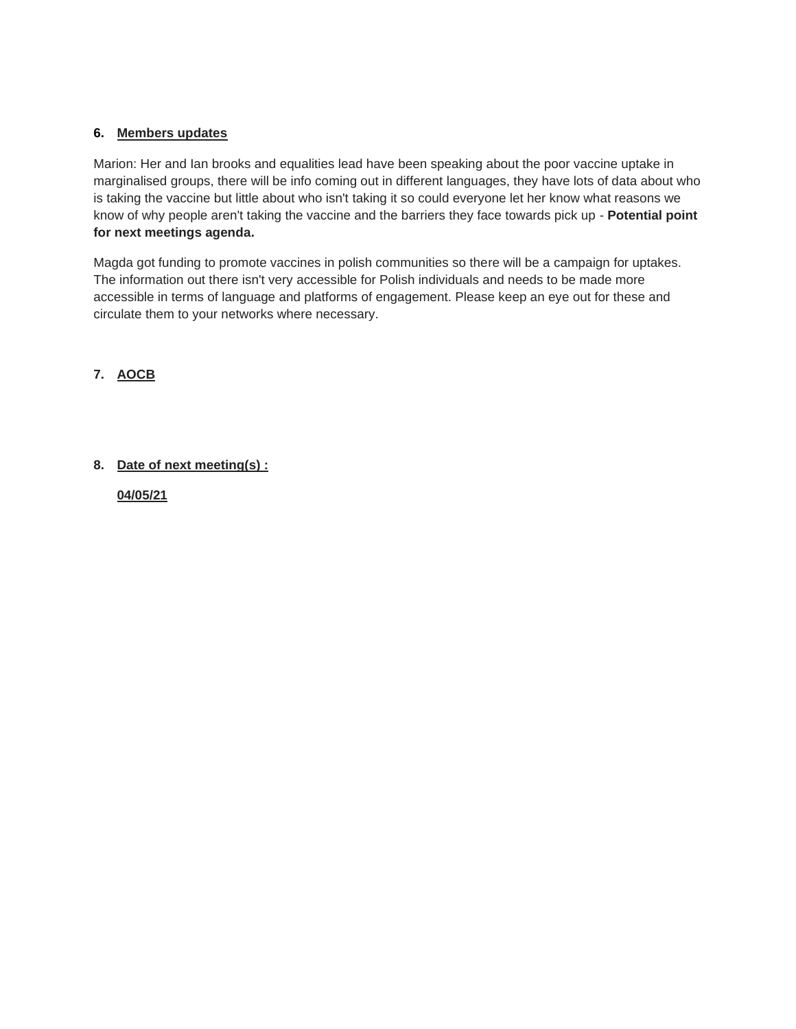**6. Members updates**

Marion: Her and Ian brooks and equalities lead have been speaking about the poor vaccine uptake in marginalised groups, there will be info coming out in different languages, they have lots of data about who is taking the vaccine but little about who isn't taking it so could everyone let her know what reasons we know of why people aren't taking the vaccine and the barriers they face towards pick up - **Potential point for next meetings agenda.**

Magda got funding to promote vaccines in polish communities so there will be a campaign for uptakes. The information out there isn't very accessible for Polish individuals and needs to be made more accessible in terms of language and platforms of engagement. Please keep an eye out for these and circulate them to your networks where necessary.

**7. AOCB**

**8. Date of next meeting(s) :**

**04/05/21**